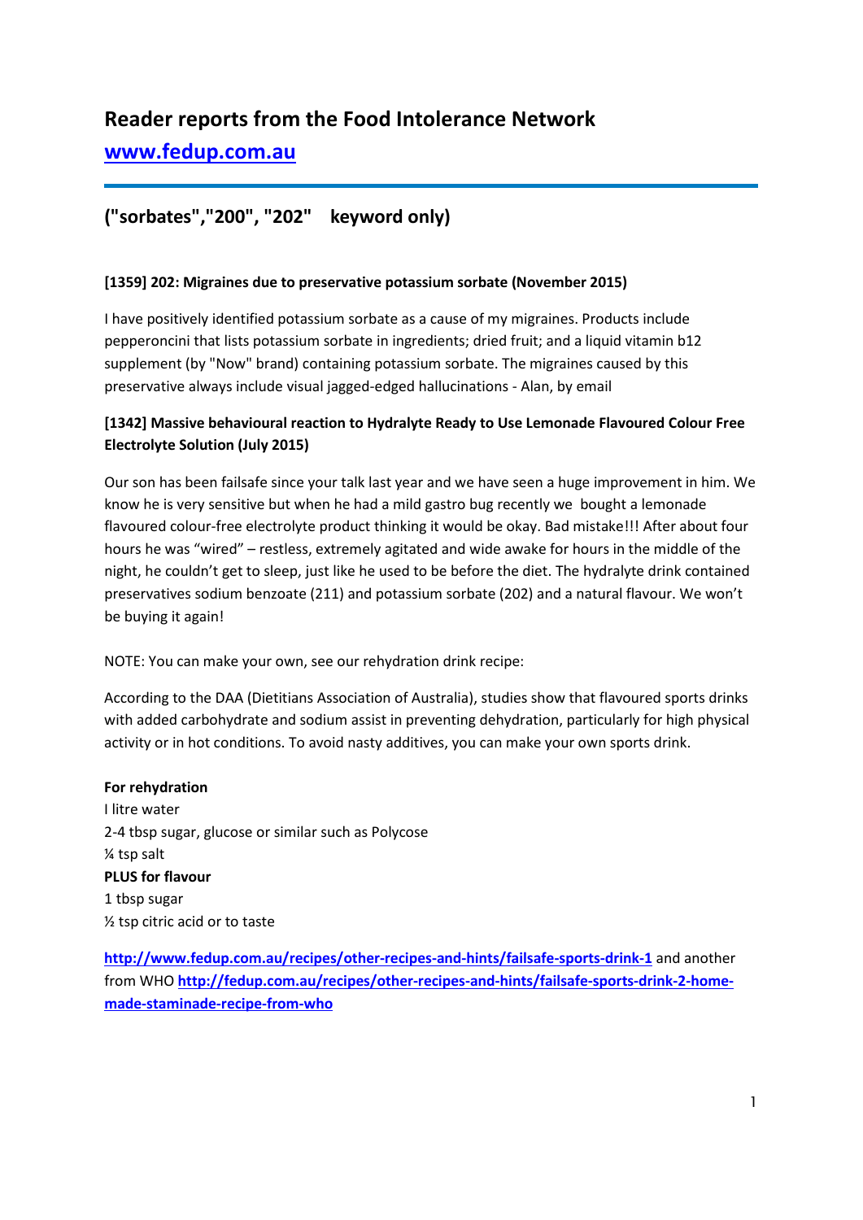# Reader reports from the Food Intolerance Network

## [www.fedup.com.au](http://www.fedup.com.au)

---

## ("sorbates","200", "202"    keyword only)

### [1359] 202: Migraines due to preservative potassium sorbate (November 2015)

I have positively identified potassium sorbate as a cause of my migraines. Products include pepperoncini that lists potassium sorbate in ingredients; dried fruit; and a liquid vitamin b12 supplement (by "Now" brand) containing potassium sorbate. The migraines caused by this preservative always include visual jagged-edged hallucinations - Alan, by email

### [1342] Massive behavioural reaction to Hydralyte Ready to Use Lemonade Flavoured Colour Free Electrolyte Solution (July 2015)

Our son has been failsafe since your talk last year and we have seen a huge improvement in him. We know he is very sensitive but when he had a mild gastro bug recently we bought a lemonade flavoured colour-free electrolyte product thinking it would be okay. Bad mistake!!! After about four hours he was "wired" – restless, extremely agitated and wide awake for hours in the middle of the night, he couldn't get to sleep, just like he used to be before the diet. The hydralyte drink contained preservatives sodium benzoate (211) and potassium sorbate (202) and a natural flavour. We won't be buying it again!

NOTE: You can make your own, see our rehydration drink recipe:

According to the DAA (Dietitians Association of Australia), studies show that flavoured sports drinks with added carbohydrate and sodium assist in preventing dehydration, particularly for high physical activity or in hot conditions. To avoid nasty additives, you can make your own sports drink.

**For rehydration**
I litre water
2-4 tbsp sugar, glucose or similar such as Polycose
¼ tsp salt
**PLUS for flavour**
1 tbsp sugar
½ tsp citric acid or to taste

[http://www.fedup.com.au/recipes/other-recipes-and-hints/failsafe-sports-drink-1](http://www.fedup.com.au/recipes/other-recipes-and-hints/failsafe-sports-drink-1) and another from WHO [http://fedup.com.au/recipes/other-recipes-and-hints/failsafe-sports-drink-2-home-made-staminade-recipe-from-who](http://fedup.com.au/recipes/other-recipes-and-hints/failsafe-sports-drink-2-home-made-staminade-recipe-from-who)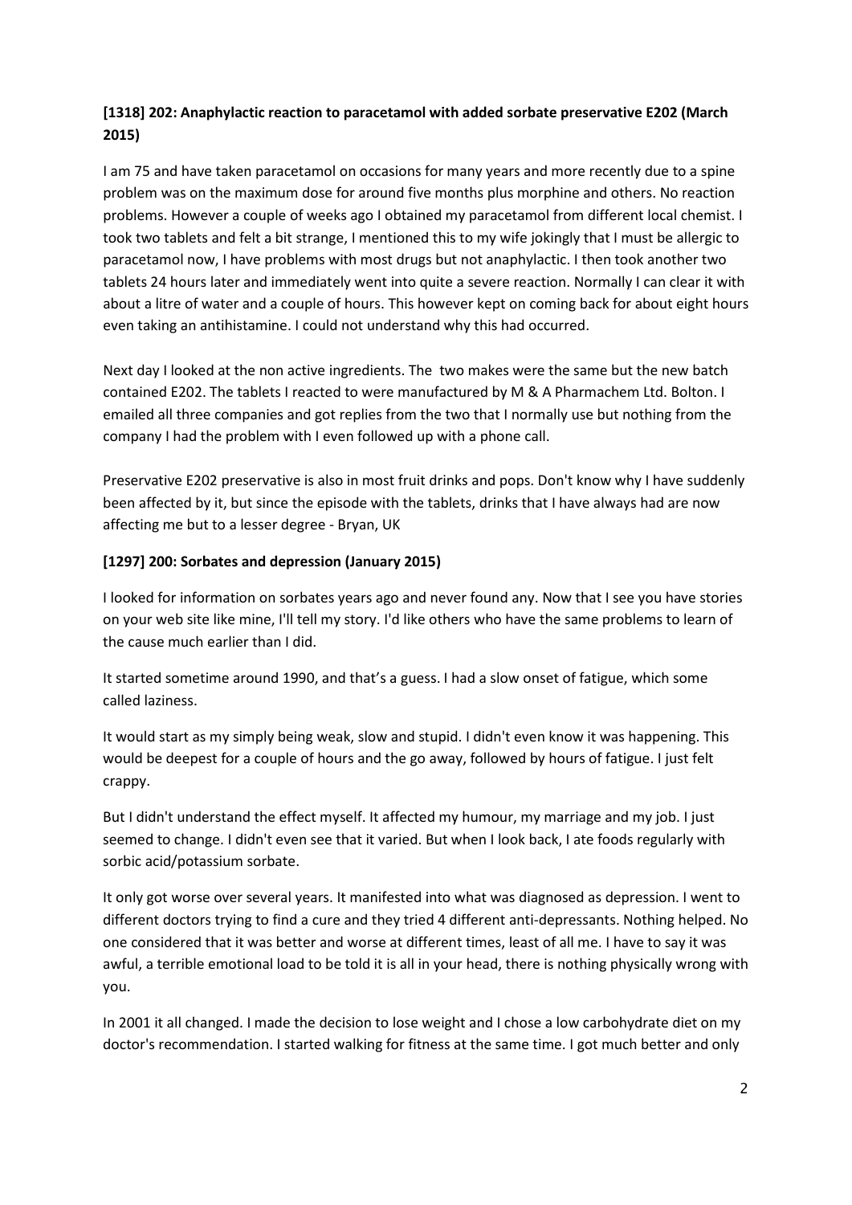### [1318] 202: Anaphylactic reaction to paracetamol with added sorbate preservative E202 (March 2015)

I am 75 and have taken paracetamol on occasions for many years and more recently due to a spine problem was on the maximum dose for around five months plus morphine and others. No reaction problems. However a couple of weeks ago I obtained my paracetamol from different local chemist. I took two tablets and felt a bit strange, I mentioned this to my wife jokingly that I must be allergic to paracetamol now, I have problems with most drugs but not anaphylactic. I then took another two tablets 24 hours later and immediately went into quite a severe reaction. Normally I can clear it with about a litre of water and a couple of hours. This however kept on coming back for about eight hours even taking an antihistamine. I could not understand why this had occurred.

Next day I looked at the non active ingredients. The two makes were the same but the new batch contained E202. The tablets I reacted to were manufactured by M & A Pharmachem Ltd. Bolton. I emailed all three companies and got replies from the two that I normally use but nothing from the company I had the problem with I even followed up with a phone call.

Preservative E202 preservative is also in most fruit drinks and pops. Don't know why I have suddenly been affected by it, but since the episode with the tablets, drinks that I have always had are now affecting me but to a lesser degree - Bryan, UK

### [1297] 200: Sorbates and depression (January 2015)

I looked for information on sorbates years ago and never found any. Now that I see you have stories on your web site like mine, I'll tell my story. I'd like others who have the same problems to learn of the cause much earlier than I did.

It started sometime around 1990, and that's a guess. I had a slow onset of fatigue, which some called laziness.

It would start as my simply being weak, slow and stupid. I didn't even know it was happening. This would be deepest for a couple of hours and the go away, followed by hours of fatigue. I just felt crappy.

But I didn't understand the effect myself. It affected my humour, my marriage and my job. I just seemed to change. I didn't even see that it varied. But when I look back, I ate foods regularly with sorbic acid/potassium sorbate.

It only got worse over several years. It manifested into what was diagnosed as depression. I went to different doctors trying to find a cure and they tried 4 different anti-depressants. Nothing helped. No one considered that it was better and worse at different times, least of all me. I have to say it was awful, a terrible emotional load to be told it is all in your head, there is nothing physically wrong with you.

In 2001 it all changed. I made the decision to lose weight and I chose a low carbohydrate diet on my doctor's recommendation. I started walking for fitness at the same time. I got much better and only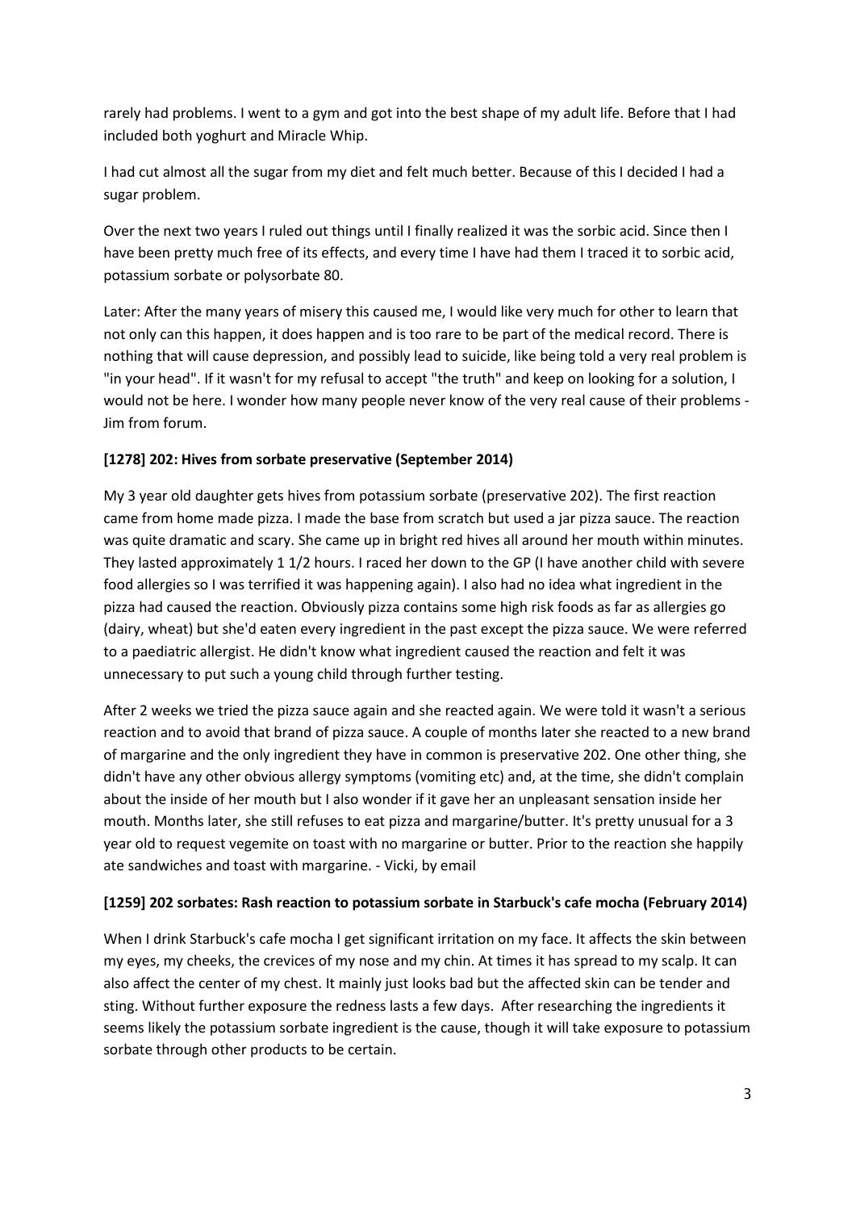rarely had problems. I went to a gym and got into the best shape of my adult life. Before that I had included both yoghurt and Miracle Whip.

I had cut almost all the sugar from my diet and felt much better. Because of this I decided I had a sugar problem.

Over the next two years I ruled out things until I finally realized it was the sorbic acid. Since then I have been pretty much free of its effects, and every time I have had them I traced it to sorbic acid, potassium sorbate or polysorbate 80.

Later: After the many years of misery this caused me, I would like very much for other to learn that not only can this happen, it does happen and is too rare to be part of the medical record. There is nothing that will cause depression, and possibly lead to suicide, like being told a very real problem is "in your head". If it wasn't for my refusal to accept "the truth" and keep on looking for a solution, I would not be here. I wonder how many people never know of the very real cause of their problems - Jim from forum.

**[1278] 202: Hives from sorbate preservative (September 2014)**

My 3 year old daughter gets hives from potassium sorbate (preservative 202). The first reaction came from home made pizza. I made the base from scratch but used a jar pizza sauce. The reaction was quite dramatic and scary. She came up in bright red hives all around her mouth within minutes. They lasted approximately 1 1/2 hours. I raced her down to the GP (I have another child with severe food allergies so I was terrified it was happening again). I also had no idea what ingredient in the pizza had caused the reaction. Obviously pizza contains some high risk foods as far as allergies go (dairy, wheat) but she'd eaten every ingredient in the past except the pizza sauce. We were referred to a paediatric allergist. He didn't know what ingredient caused the reaction and felt it was unnecessary to put such a young child through further testing.

After 2 weeks we tried the pizza sauce again and she reacted again. We were told it wasn't a serious reaction and to avoid that brand of pizza sauce. A couple of months later she reacted to a new brand of margarine and the only ingredient they have in common is preservative 202. One other thing, she didn't have any other obvious allergy symptoms (vomiting etc) and, at the time, she didn't complain about the inside of her mouth but I also wonder if it gave her an unpleasant sensation inside her mouth. Months later, she still refuses to eat pizza and margarine/butter. It's pretty unusual for a 3 year old to request vegemite on toast with no margarine or butter. Prior to the reaction she happily ate sandwiches and toast with margarine. - Vicki, by email

**[1259] 202 sorbates: Rash reaction to potassium sorbate in Starbuck's cafe mocha (February 2014)**

When I drink Starbuck's cafe mocha I get significant irritation on my face. It affects the skin between my eyes, my cheeks, the crevices of my nose and my chin. At times it has spread to my scalp. It can also affect the center of my chest. It mainly just looks bad but the affected skin can be tender and sting. Without further exposure the redness lasts a few days. After researching the ingredients it seems likely the potassium sorbate ingredient is the cause, though it will take exposure to potassium sorbate through other products to be certain.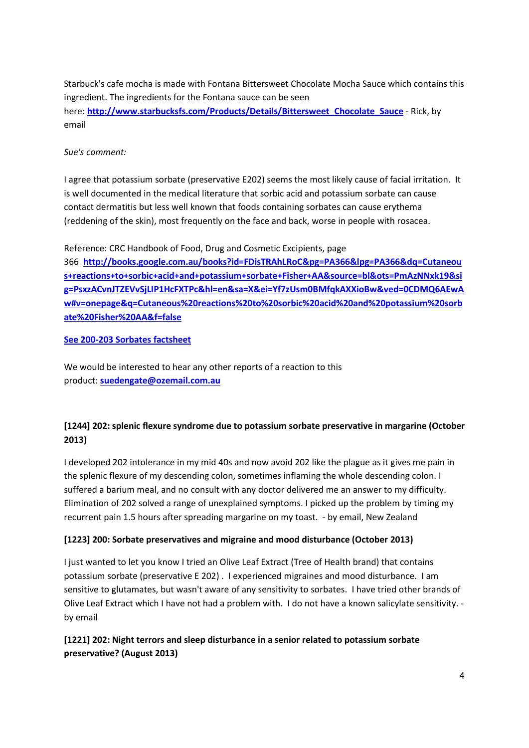Starbuck's cafe mocha is made with Fontana Bittersweet Chocolate Mocha Sauce which contains this ingredient. The ingredients for the Fontana sauce can be seen here: [http://www.starbucksfs.com/Products/Details/Bittersweet_Chocolate_Sauce](http://www.starbucksfs.com/Products/Details/Bittersweet_Chocolate_Sauce) - Rick, by email

*Sue's comment:*

I agree that potassium sorbate (preservative E202) seems the most likely cause of facial irritation. It is well documented in the medical literature that sorbic acid and potassium sorbate can cause contact dermatitis but less well known that foods containing sorbates can cause erythema (reddening of the skin), most frequently on the face and back, worse in people with rosacea.

Reference: CRC Handbook of Food, Drug and Cosmetic Excipients, page 366 [http://books.google.com.au/books?id=FDisTRAhLRoC&pg=PA366&lpg=PA366&dq=Cutaneous+reactions+to+sorbic+acid+and+potassium+sorbate+Fisher+AA&source=bl&ots=PmAzNNxk19&sig=PsxzACvnJTZEVvSjLIP1HcFXTPc&hl=en&sa=X&ei=Yf7zUsm0BMfqkAXXioBw&ved=0CDMQ6AEwAw#v=onepage&q=Cutaneous%20reactions%20to%20sorbic%20acid%20and%20potassium%20sorbate%20Fisher%20AA&f=false](http://books.google.com.au/books?id=FDisTRAhLRoC&pg=PA366&lpg=PA366&dq=Cutaneous+reactions+to+sorbic+acid+and+potassium+sorbate+Fisher+AA&source=bl&ots=PmAzNNxk19&sig=PsxzACvnJTZEVvSjLIP1HcFXTPc&hl=en&sa=X&ei=Yf7zUsm0BMfqkAXXioBw&ved=0CDMQ6AEwAw#v=onepage&q=Cutaneous%20reactions%20to%20sorbic%20acid%20and%20potassium%20sorbate%20Fisher%20AA&f=false)

**See 200-203 Sorbates factsheet**

We would be interested to hear any other reports of a reaction to this product: **suedengate@ozemail.com.au**

### [1244] 202: splenic flexure syndrome due to potassium sorbate preservative in margarine (October 2013)

I developed 202 intolerance in my mid 40s and now avoid 202 like the plague as it gives me pain in the splenic flexure of my descending colon, sometimes inflaming the whole descending colon. I suffered a barium meal, and no consult with any doctor delivered me an answer to my difficulty. Elimination of 202 solved a range of unexplained symptoms. I picked up the problem by timing my recurrent pain 1.5 hours after spreading margarine on my toast. - by email, New Zealand

### [1223] 200: Sorbate preservatives and migraine and mood disturbance (October 2013)

I just wanted to let you know I tried an Olive Leaf Extract (Tree of Health brand) that contains potassium sorbate (preservative E 202) . I experienced migraines and mood disturbance. I am sensitive to glutamates, but wasn't aware of any sensitivity to sorbates. I have tried other brands of Olive Leaf Extract which I have not had a problem with. I do not have a known salicylate sensitivity. - by email

### [1221] 202: Night terrors and sleep disturbance in a senior related to potassium sorbate preservative? (August 2013)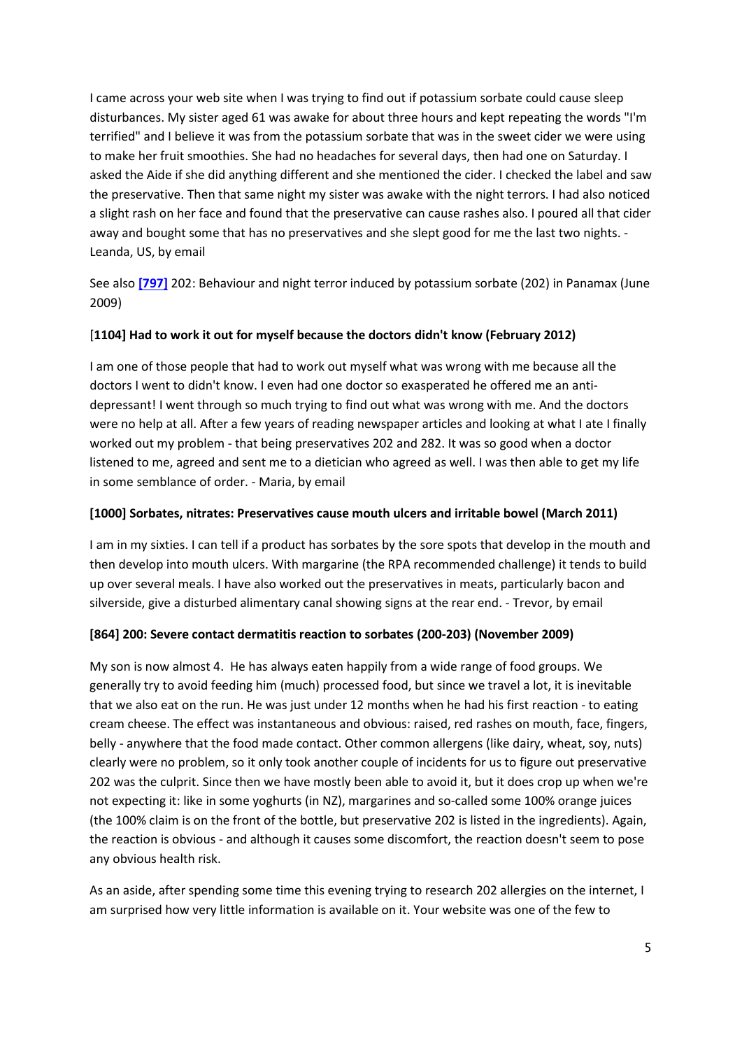I came across your web site when I was trying to find out if potassium sorbate could cause sleep disturbances. My sister aged 61 was awake for about three hours and kept repeating the words "I'm terrified" and I believe it was from the potassium sorbate that was in the sweet cider we were using to make her fruit smoothies. She had no headaches for several days, then had one on Saturday. I asked the Aide if she did anything different and she mentioned the cider. I checked the label and saw the preservative. Then that same night my sister was awake with the night terrors. I had also noticed a slight rash on her face and found that the preservative can cause rashes also. I poured all that cider away and bought some that has no preservatives and she slept good for me the last two nights. - Leanda, US, by email

See also **[797]** 202: Behaviour and night terror induced by potassium sorbate (202) in Panamax (June 2009)

**[1104] Had to work it out for myself because the doctors didn't know (February 2012)**

I am one of those people that had to work out myself what was wrong with me because all the doctors I went to didn't know. I even had one doctor so exasperated he offered me an anti-depressant! I went through so much trying to find out what was wrong with me. And the doctors were no help at all. After a few years of reading newspaper articles and looking at what I ate I finally worked out my problem - that being preservatives 202 and 282. It was so good when a doctor listened to me, agreed and sent me to a dietician who agreed as well. I was then able to get my life in some semblance of order. - Maria, by email

**[1000] Sorbates, nitrates: Preservatives cause mouth ulcers and irritable bowel (March 2011)**

I am in my sixties. I can tell if a product has sorbates by the sore spots that develop in the mouth and then develop into mouth ulcers. With margarine (the RPA recommended challenge) it tends to build up over several meals. I have also worked out the preservatives in meats, particularly bacon and silverside, give a disturbed alimentary canal showing signs at the rear end. - Trevor, by email

**[864] 200: Severe contact dermatitis reaction to sorbates (200-203) (November 2009)**

My son is now almost 4. He has always eaten happily from a wide range of food groups. We generally try to avoid feeding him (much) processed food, but since we travel a lot, it is inevitable that we also eat on the run. He was just under 12 months when he had his first reaction - to eating cream cheese. The effect was instantaneous and obvious: raised, red rashes on mouth, face, fingers, belly - anywhere that the food made contact. Other common allergens (like dairy, wheat, soy, nuts) clearly were no problem, so it only took another couple of incidents for us to figure out preservative 202 was the culprit. Since then we have mostly been able to avoid it, but it does crop up when we're not expecting it: like in some yoghurts (in NZ), margarines and so-called some 100% orange juices (the 100% claim is on the front of the bottle, but preservative 202 is listed in the ingredients). Again, the reaction is obvious - and although it causes some discomfort, the reaction doesn't seem to pose any obvious health risk.

As an aside, after spending some time this evening trying to research 202 allergies on the internet, I am surprised how very little information is available on it. Your website was one of the few to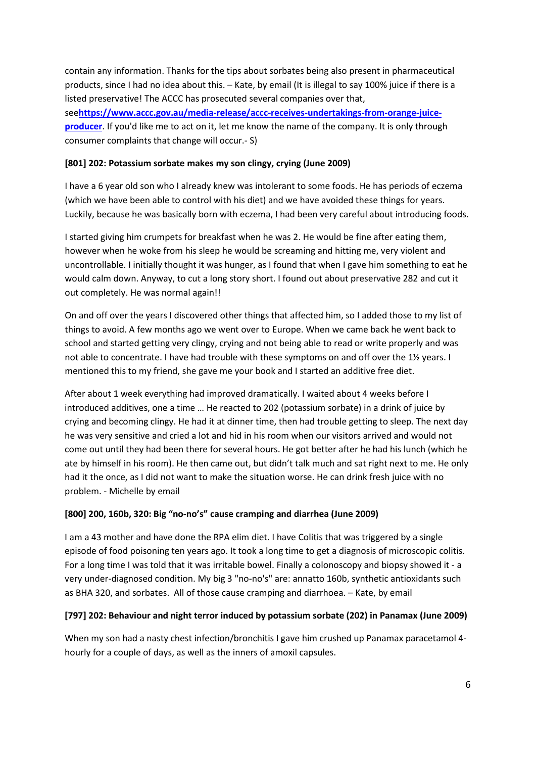contain any information. Thanks for the tips about sorbates being also present in pharmaceutical products, since I had no idea about this. – Kate, by email (It is illegal to say 100% juice if there is a listed preservative! The ACCC has prosecuted several companies over that, see**[https://www.accc.gov.au/media-release/accc-receives-undertakings-from-orange-juice-producer](https://www.accc.gov.au/media-release/accc-receives-undertakings-from-orange-juice-producer)**. If you'd like me to act on it, let me know the name of the company. It is only through consumer complaints that change will occur.- S)

**[801] 202: Potassium sorbate makes my son clingy, crying (June 2009)**

I have a 6 year old son who I already knew was intolerant to some foods. He has periods of eczema (which we have been able to control with his diet) and we have avoided these things for years. Luckily, because he was basically born with eczema, I had been very careful about introducing foods.

I started giving him crumpets for breakfast when he was 2. He would be fine after eating them, however when he woke from his sleep he would be screaming and hitting me, very violent and uncontrollable. I initially thought it was hunger, as I found that when I gave him something to eat he would calm down. Anyway, to cut a long story short. I found out about preservative 282 and cut it out completely. He was normal again!!

On and off over the years I discovered other things that affected him, so I added those to my list of things to avoid. A few months ago we went over to Europe. When we came back he went back to school and started getting very clingy, crying and not being able to read or write properly and was not able to concentrate. I have had trouble with these symptoms on and off over the 1½ years. I mentioned this to my friend, she gave me your book and I started an additive free diet.

After about 1 week everything had improved dramatically. I waited about 4 weeks before I introduced additives, one a time … He reacted to 202 (potassium sorbate) in a drink of juice by crying and becoming clingy. He had it at dinner time, then had trouble getting to sleep. The next day he was very sensitive and cried a lot and hid in his room when our visitors arrived and would not come out until they had been there for several hours. He got better after he had his lunch (which he ate by himself in his room). He then came out, but didn't talk much and sat right next to me. He only had it the once, as I did not want to make the situation worse. He can drink fresh juice with no problem. - Michelle by email

**[800] 200, 160b, 320: Big "no-no's" cause cramping and diarrhea (June 2009)**

I am a 43 mother and have done the RPA elim diet. I have Colitis that was triggered by a single episode of food poisoning ten years ago. It took a long time to get a diagnosis of microscopic colitis. For a long time I was told that it was irritable bowel. Finally a colonoscopy and biopsy showed it - a very under-diagnosed condition. My big 3 "no-no's" are: annatto 160b, synthetic antioxidants such as BHA 320, and sorbates. All of those cause cramping and diarrhoea. – Kate, by email

**[797] 202: Behaviour and night terror induced by potassium sorbate (202) in Panamax (June 2009)**

When my son had a nasty chest infection/bronchitis I gave him crushed up Panamax paracetamol 4-hourly for a couple of days, as well as the inners of amoxil capsules.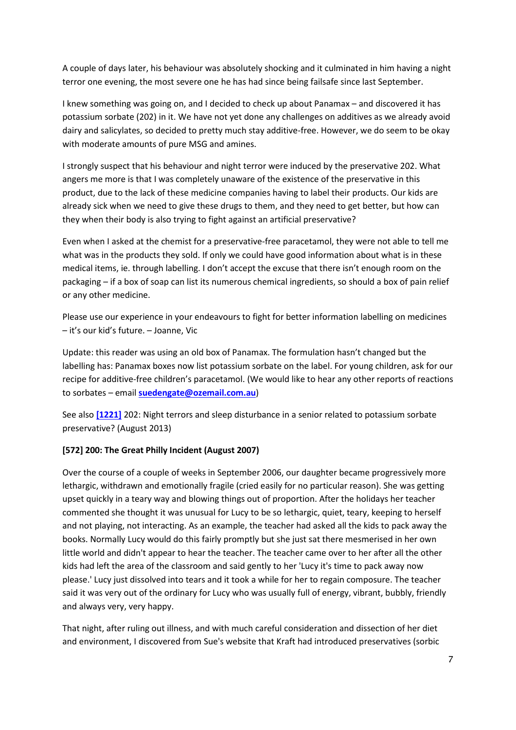A couple of days later, his behaviour was absolutely shocking and it culminated in him having a night terror one evening, the most severe one he has had since being failsafe since last September.

I knew something was going on, and I decided to check up about Panamax – and discovered it has potassium sorbate (202) in it. We have not yet done any challenges on additives as we already avoid dairy and salicylates, so decided to pretty much stay additive-free. However, we do seem to be okay with moderate amounts of pure MSG and amines.

I strongly suspect that his behaviour and night terror were induced by the preservative 202. What angers me more is that I was completely unaware of the existence of the preservative in this product, due to the lack of these medicine companies having to label their products. Our kids are already sick when we need to give these drugs to them, and they need to get better, but how can they when their body is also trying to fight against an artificial preservative?

Even when I asked at the chemist for a preservative-free paracetamol, they were not able to tell me what was in the products they sold. If only we could have good information about what is in these medical items, ie. through labelling. I don't accept the excuse that there isn't enough room on the packaging – if a box of soap can list its numerous chemical ingredients, so should a box of pain relief or any other medicine.

Please use our experience in your endeavours to fight for better information labelling on medicines – it's our kid's future. – Joanne, Vic

Update: this reader was using an old box of Panamax. The formulation hasn't changed but the labelling has: Panamax boxes now list potassium sorbate on the label. For young children, ask for our recipe for additive-free children's paracetamol. (We would like to hear any other reports of reactions to sorbates – email **suedengate@ozemail.com.au**)

See also **[1221]** 202: Night terrors and sleep disturbance in a senior related to potassium sorbate preservative? (August 2013)

**[572] 200: The Great Philly Incident (August 2007)**

Over the course of a couple of weeks in September 2006, our daughter became progressively more lethargic, withdrawn and emotionally fragile (cried easily for no particular reason). She was getting upset quickly in a teary way and blowing things out of proportion. After the holidays her teacher commented she thought it was unusual for Lucy to be so lethargic, quiet, teary, keeping to herself and not playing, not interacting. As an example, the teacher had asked all the kids to pack away the books. Normally Lucy would do this fairly promptly but she just sat there mesmerised in her own little world and didn't appear to hear the teacher. The teacher came over to her after all the other kids had left the area of the classroom and said gently to her 'Lucy it's time to pack away now please.' Lucy just dissolved into tears and it took a while for her to regain composure. The teacher said it was very out of the ordinary for Lucy who was usually full of energy, vibrant, bubbly, friendly and always very, very happy.

That night, after ruling out illness, and with much careful consideration and dissection of her diet and environment, I discovered from Sue's website that Kraft had introduced preservatives (sorbic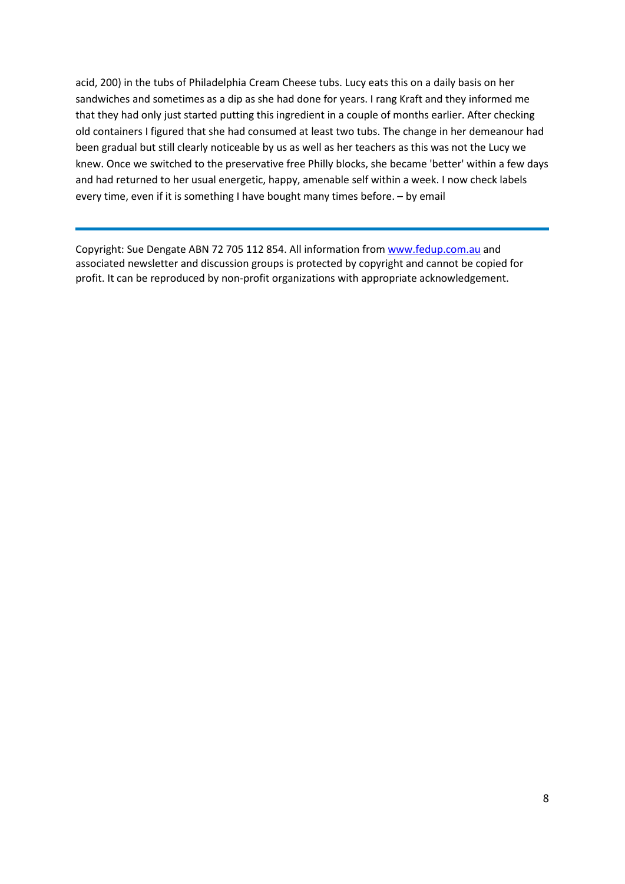acid, 200) in the tubs of Philadelphia Cream Cheese tubs. Lucy eats this on a daily basis on her sandwiches and sometimes as a dip as she had done for years. I rang Kraft and they informed me that they had only just started putting this ingredient in a couple of months earlier. After checking old containers I figured that she had consumed at least two tubs. The change in her demeanour had been gradual but still clearly noticeable by us as well as her teachers as this was not the Lucy we knew. Once we switched to the preservative free Philly blocks, she became 'better' within a few days and had returned to her usual energetic, happy, amenable self within a week. I now check labels every time, even if it is something I have bought many times before. – by email

---

Copyright: Sue Dengate ABN 72 705 112 854. All information from [www.fedup.com.au](http://www.fedup.com.au) and associated newsletter and discussion groups is protected by copyright and cannot be copied for profit. It can be reproduced by non-profit organizations with appropriate acknowledgement.